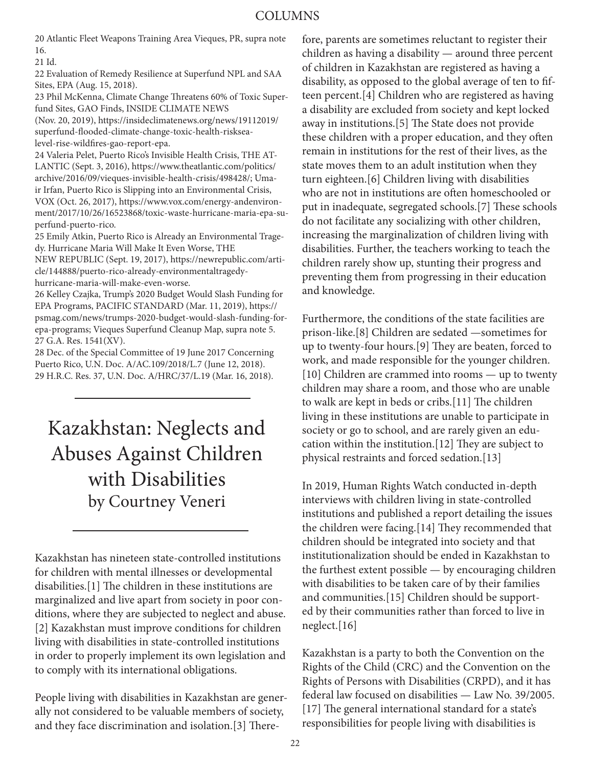20 Atlantic Fleet Weapons Training Area Vieques, PR, supra note 16.

21 Id.

22 Evaluation of Remedy Resilience at Superfund NPL and SAA Sites, EPA (Aug. 15, 2018).

23 Phil McKenna, Climate Change Threatens 60% of Toxic Superfund Sites, GAO Finds, INSIDE CLIMATE NEWS (Nov. 20, 2019), https://insideclimatenews.org/news/19112019/superfund-flooded-climate-change-toxic-health-riskssea-level-rise-wildfires-gao-report-epa.

24 Valeria Pelet, Puerto Rico's Invisible Health Crisis, THE ATLANTIC (Sept. 3, 2016), https://www.theatlantic.com/politics/archive/2016/09/vieques-invisible-health-crisis/498428/; Umair Irfan, Puerto Rico is Slipping into an Environmental Crisis, VOX (Oct. 26, 2017), https://www.vox.com/energy-andenvironment/2017/10/26/16523868/toxic-waste-hurricane-maria-epa-superfund-puerto-rico.

25 Emily Atkin, Puerto Rico is Already an Environmental Tragedy. Hurricane Maria Will Make It Even Worse, THE NEW REPUBLIC (Sept. 19, 2017), https://newrepublic.com/article/144888/puerto-rico-already-environmentaltragedy-hurricane-maria-will-make-even-worse.

26 Kelley Czajka, Trump's 2020 Budget Would Slash Funding for EPA Programs, PACIFIC STANDARD (Mar. 11, 2019), https://psmag.com/news/trumps-2020-budget-would-slash-funding-for-epa-programs; Vieques Superfund Cleanup Map, supra note 5.

27 G.A. Res. 1541(XV).

28 Dec. of the Special Committee of 19 June 2017 Concerning Puerto Rico, U.N. Doc. A/AC.109/2018/L.7 (June 12, 2018).

29 H.R.C. Res. 37, U.N. Doc. A/HRC/37/L.19 (Mar. 16, 2018).

# Kazakhstan: Neglects and Abuses Against Children with Disabilities

## by Courtney Veneri

Kazakhstan has nineteen state-controlled institutions for children with mental illnesses or developmental disabilities.[1] The children in these institutions are marginalized and live apart from society in poor conditions, where they are subjected to neglect and abuse.[2] Kazakhstan must improve conditions for children living with disabilities in state-controlled institutions in order to properly implement its own legislation and to comply with its international obligations.

People living with disabilities in Kazakhstan are generally not considered to be valuable members of society, and they face discrimination and isolation.[3] Therefore, parents are sometimes reluctant to register their children as having a disability — around three percent of children in Kazakhstan are registered as having a disability, as opposed to the global average of ten to fifteen percent.[4] Children who are registered as having a disability are excluded from society and kept locked away in institutions.[5] The State does not provide these children with a proper education, and they often remain in institutions for the rest of their lives, as the state moves them to an adult institution when they turn eighteen.[6] Children living with disabilities who are not in institutions are often homeschooled or put in inadequate, segregated schools.[7] These schools do not facilitate any socializing with other children, increasing the marginalization of children living with disabilities. Further, the teachers working to teach the children rarely show up, stunting their progress and preventing them from progressing in their education and knowledge.

Furthermore, the conditions of the state facilities are prison-like.[8] Children are sedated —sometimes for up to twenty-four hours.[9] They are beaten, forced to work, and made responsible for the younger children.[10] Children are crammed into rooms — up to twenty children may share a room, and those who are unable to walk are kept in beds or cribs.[11] The children living in these institutions are unable to participate in society or go to school, and are rarely given an education within the institution.[12] They are subject to physical restraints and forced sedation.[13]

In 2019, Human Rights Watch conducted in-depth interviews with children living in state-controlled institutions and published a report detailing the issues the children were facing.[14] They recommended that children should be integrated into society and that institutionalization should be ended in Kazakhstan to the furthest extent possible — by encouraging children with disabilities to be taken care of by their families and communities.[15] Children should be supported by their communities rather than forced to live in neglect.[16]

Kazakhstan is a party to both the Convention on the Rights of the Child (CRC) and the Convention on the Rights of Persons with Disabilities (CRPD), and it has federal law focused on disabilities — Law No. 39/2005.[17] The general international standard for a state's responsibilities for people living with disabilities is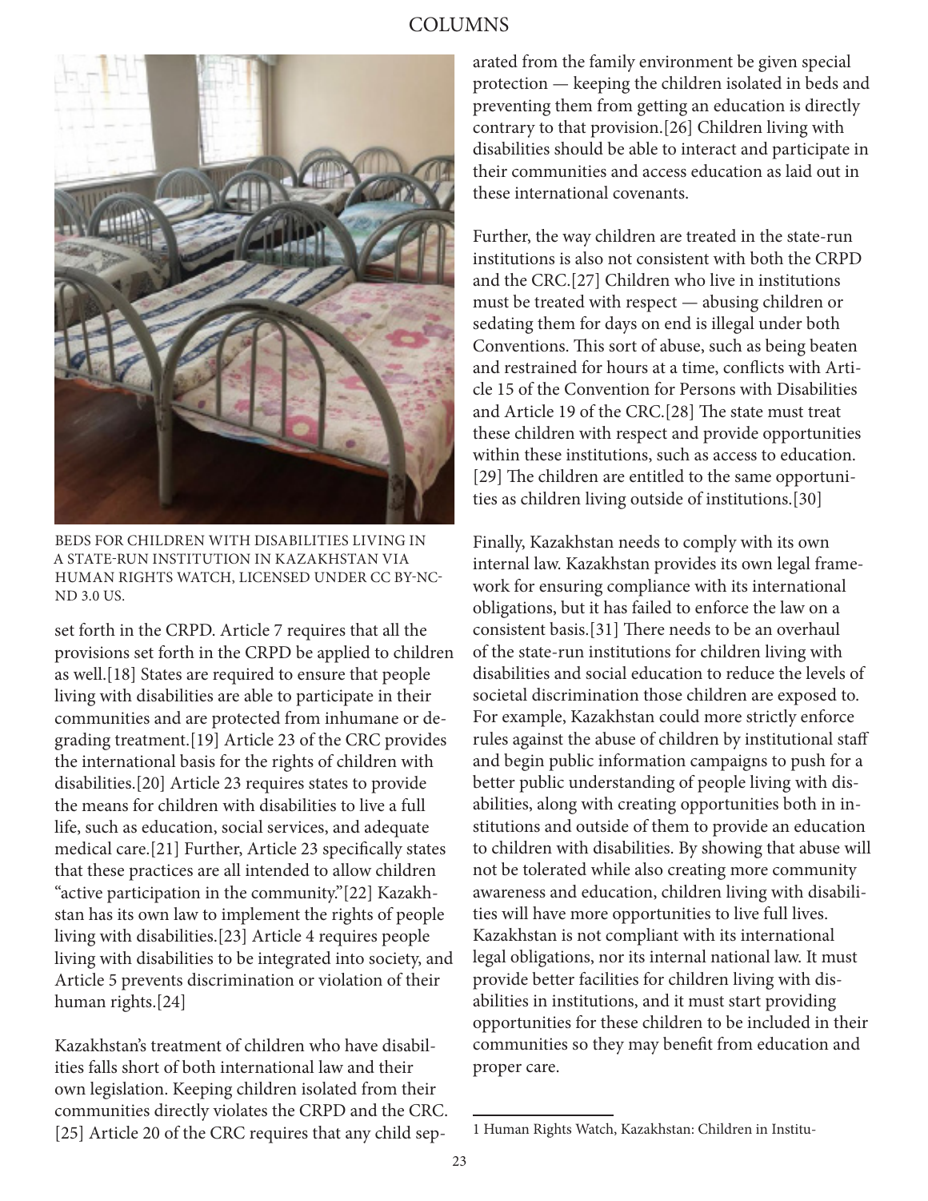BEDS FOR CHILDREN WITH DISABILITIES LIVING IN A STATE-RUN INSTITUTION IN KAZAKHSTAN VIA HUMAN RIGHTS WATCH, LICENSED UNDER CC BY-NC-ND 3.0 US.

set forth in the CRPD. Article 7 requires that all the provisions set forth in the CRPD be applied to children as well.[18] States are required to ensure that people living with disabilities are able to participate in their communities and are protected from inhumane or degrading treatment.[19] Article 23 of the CRC provides the international basis for the rights of children with disabilities.[20] Article 23 requires states to provide the means for children with disabilities to live a full life, such as education, social services, and adequate medical care.[21] Further, Article 23 specifically states that these practices are all intended to allow children "active participation in the community."[22] Kazakhstan has its own law to implement the rights of people living with disabilities.[23] Article 4 requires people living with disabilities to be integrated into society, and Article 5 prevents discrimination or violation of their human rights.[24]

Kazakhstan's treatment of children who have disabilities falls short of both international law and their own legislation. Keeping children isolated from their communities directly violates the CRPD and the CRC.[25] Article 20 of the CRC requires that any child separated from the family environment be given special protection — keeping the children isolated in beds and preventing them from getting an education is directly contrary to that provision.[26] Children living with disabilities should be able to interact and participate in their communities and access education as laid out in these international covenants.

Further, the way children are treated in the state-run institutions is also not consistent with both the CRPD and the CRC.[27] Children who live in institutions must be treated with respect — abusing children or sedating them for days on end is illegal under both Conventions. This sort of abuse, such as being beaten and restrained for hours at a time, conflicts with Article 15 of the Convention for Persons with Disabilities and Article 19 of the CRC.[28] The state must treat these children with respect and provide opportunities within these institutions, such as access to education.[29] The children are entitled to the same opportunities as children living outside of institutions.[30]

Finally, Kazakhstan needs to comply with its own internal law. Kazakhstan provides its own legal framework for ensuring compliance with its international obligations, but it has failed to enforce the law on a consistent basis.[31] There needs to be an overhaul of the state-run institutions for children living with disabilities and social education to reduce the levels of societal discrimination those children are exposed to. For example, Kazakhstan could more strictly enforce rules against the abuse of children by institutional staff and begin public information campaigns to push for a better public understanding of people living with disabilities, along with creating opportunities both in institutions and outside of them to provide an education to children with disabilities. By showing that abuse will not be tolerated while also creating more community awareness and education, children living with disabilities will have more opportunities to live full lives. Kazakhstan is not compliant with its international legal obligations, nor its internal national law. It must provide better facilities for children living with disabilities in institutions, and it must start providing opportunities for these children to be included in their communities so they may benefit from education and proper care.

---

1 Human Rights Watch, Kazakhstan: Children in Institu-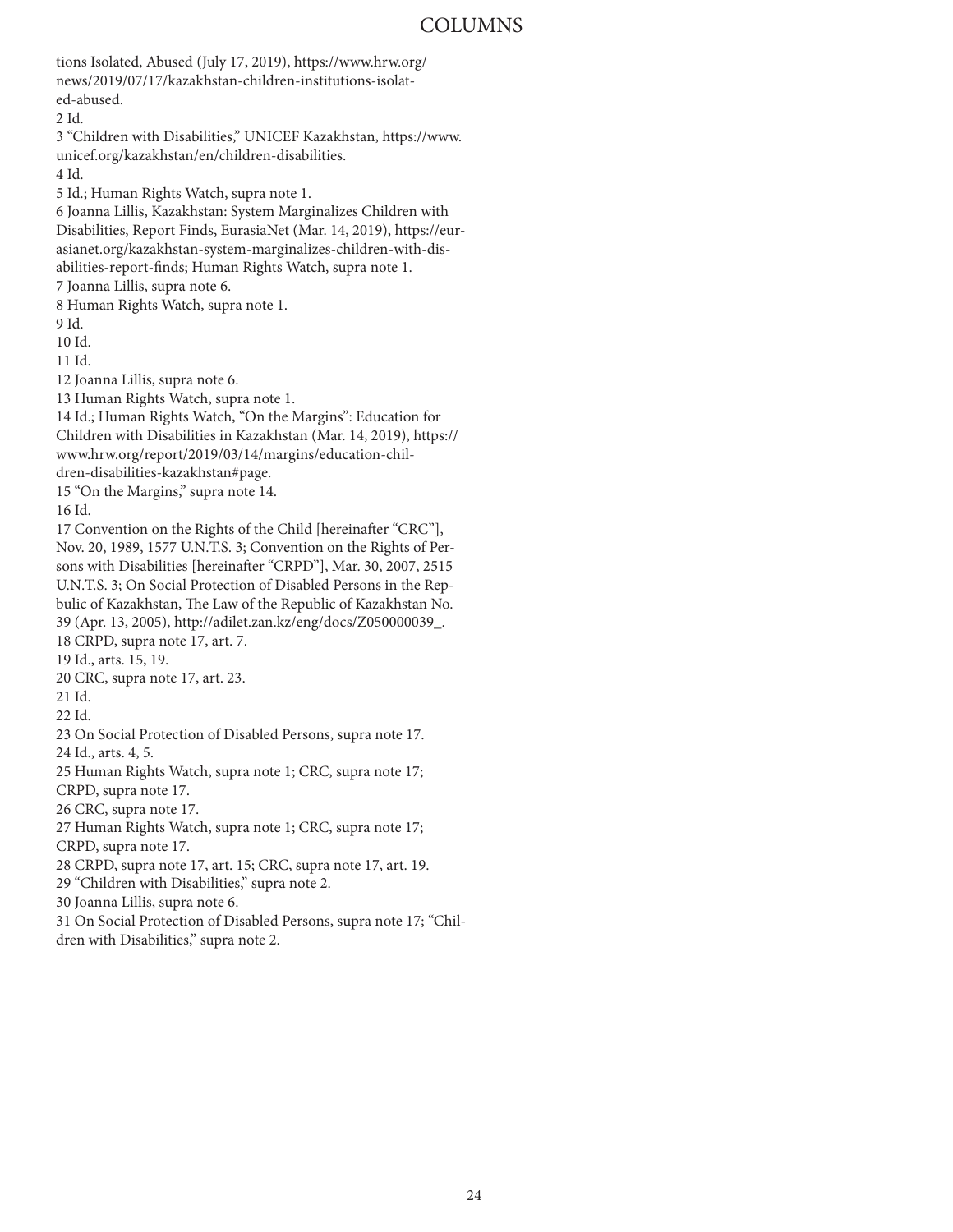tions Isolated, Abused (July 17, 2019), https://www.hrw.org/news/2019/07/17/kazakhstan-children-institutions-isolated-abused.

2 Id.

3 "Children with Disabilities," UNICEF Kazakhstan, https://www.unicef.org/kazakhstan/en/children-disabilities.

4 Id.

5 Id.; Human Rights Watch, supra note 1.

6 Joanna Lillis, Kazakhstan: System Marginalizes Children with Disabilities, Report Finds, EurasiaNet (Mar. 14, 2019), https://eurasianet.org/kazakhstan-system-marginalizes-children-with-disabilities-report-finds; Human Rights Watch, supra note 1.

7 Joanna Lillis, supra note 6.

8 Human Rights Watch, supra note 1.

9 Id.

10 Id.

11 Id.

12 Joanna Lillis, supra note 6.

13 Human Rights Watch, supra note 1.

14 Id.; Human Rights Watch, "On the Margins": Education for Children with Disabilities in Kazakhstan (Mar. 14, 2019), https://www.hrw.org/report/2019/03/14/margins/education-children-disabilities-kazakhstan#page.

15 "On the Margins," supra note 14.

16 Id.

17 Convention on the Rights of the Child [hereinafter "CRC"], Nov. 20, 1989, 1577 U.N.T.S. 3; Convention on the Rights of Persons with Disabilities [hereinafter "CRPD"], Mar. 30, 2007, 2515 U.N.T.S. 3; On Social Protection of Disabled Persons in the Republic of Kazakhstan, The Law of the Republic of Kazakhstan No. 39 (Apr. 13, 2005), http://adilet.zan.kz/eng/docs/Z050000039_.

18 CRPD, supra note 17, art. 7.

19 Id., arts. 15, 19.

20 CRC, supra note 17, art. 23.

21 Id.

22 Id.

23 On Social Protection of Disabled Persons, supra note 17.

24 Id., arts. 4, 5.

25 Human Rights Watch, supra note 1; CRC, supra note 17; CRPD, supra note 17.

26 CRC, supra note 17.

27 Human Rights Watch, supra note 1; CRC, supra note 17; CRPD, supra note 17.

28 CRPD, supra note 17, art. 15; CRC, supra note 17, art. 19.

29 "Children with Disabilities," supra note 2.

30 Joanna Lillis, supra note 6.

31 On Social Protection of Disabled Persons, supra note 17; "Children with Disabilities," supra note 2.